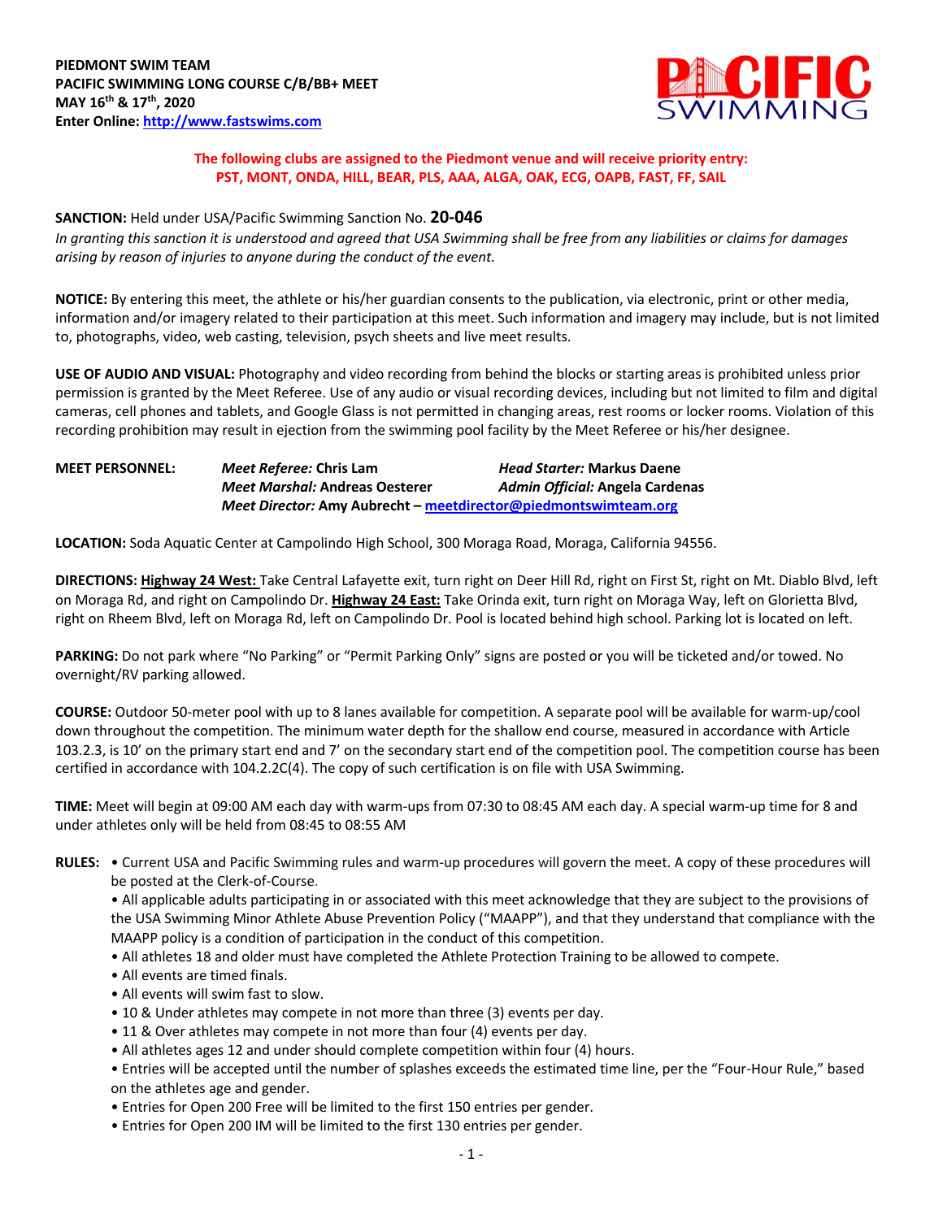**PIEDMONT SWIM TEAM**
**PACIFIC SWIMMING LONG COURSE C/B/BB+ MEET**
**MAY 16th & 17th, 2020**
**Enter Online: [http://www.fastswims.com](http://www.fastswims.com)**

PACIFIC SWIMMING

**The following clubs are assigned to the Piedmont venue and will receive priority entry:**
**PST, MONT, ONDA, HILL, BEAR, PLS, AAA, ALGA, OAK, ECG, OAPB, FAST, FF, SAIL**

**SANCTION:** Held under USA/Pacific Swimming Sanction No. **20-046**
*In granting this sanction it is understood and agreed that USA Swimming shall be free from any liabilities or claims for damages arising by reason of injuries to anyone during the conduct of the event.*

**NOTICE:** By entering this meet, the athlete or his/her guardian consents to the publication, via electronic, print or other media, information and/or imagery related to their participation at this meet. Such information and imagery may include, but is not limited to, photographs, video, web casting, television, psych sheets and live meet results.

**USE OF AUDIO AND VISUAL:** Photography and video recording from behind the blocks or starting areas is prohibited unless prior permission is granted by the Meet Referee. Use of any audio or visual recording devices, including but not limited to film and digital cameras, cell phones and tablets, and Google Glass is not permitted in changing areas, rest rooms or locker rooms. Violation of this recording prohibition may result in ejection from the swimming pool facility by the Meet Referee or his/her designee.

**MEET PERSONNEL:**
*Meet Referee:* Chris Lam
*Head Starter:* Markus Daene
*Meet Marshal:* Andreas Oesterer
*Admin Official:* Angela Cardenas
*Meet Director:* Amy Aubrecht – [meetdirector@piedmontswimteam.org](mailto:meetdirector@piedmontswimteam.org)

**LOCATION:** Soda Aquatic Center at Campolindo High School, 300 Moraga Road, Moraga, California 94556.

**DIRECTIONS:** **Highway 24 West:** Take Central Lafayette exit, turn right on Deer Hill Rd, right on First St, right on Mt. Diablo Blvd, left on Moraga Rd, and right on Campolindo Dr. **Highway 24 East:** Take Orinda exit, turn right on Moraga Way, left on Glorietta Blvd, right on Rheem Blvd, left on Moraga Rd, left on Campolindo Dr. Pool is located behind high school. Parking lot is located on left.

**PARKING:** Do not park where "No Parking" or "Permit Parking Only" signs are posted or you will be ticketed and/or towed. No overnight/RV parking allowed.

**COURSE:** Outdoor 50-meter pool with up to 8 lanes available for competition. A separate pool will be available for warm-up/cool down throughout the competition. The minimum water depth for the shallow end course, measured in accordance with Article 103.2.3, is 10' on the primary start end and 7' on the secondary start end of the competition pool. The competition course has been certified in accordance with 104.2.2C(4). The copy of such certification is on file with USA Swimming.

**TIME:** Meet will begin at 09:00 AM each day with warm-ups from 07:30 to 08:45 AM each day. A special warm-up time for 8 and under athletes only will be held from 08:45 to 08:55 AM

**RULES:**
- Current USA and Pacific Swimming rules and warm-up procedures will govern the meet. A copy of these procedures will be posted at the Clerk-of-Course.
- All applicable adults participating in or associated with this meet acknowledge that they are subject to the provisions of the USA Swimming Minor Athlete Abuse Prevention Policy ("MAAPP"), and that they understand that compliance with the MAAPP policy is a condition of participation in the conduct of this competition.
- All athletes 18 and older must have completed the Athlete Protection Training to be allowed to compete.
- All events are timed finals.
- All events will swim fast to slow.
- 10 & Under athletes may compete in not more than three (3) events per day.
- 11 & Over athletes may compete in not more than four (4) events per day.
- All athletes ages 12 and under should complete competition within four (4) hours.
- Entries will be accepted until the number of splashes exceeds the estimated time line, per the "Four-Hour Rule," based on the athletes age and gender.
- Entries for Open 200 Free will be limited to the first 150 entries per gender.
- Entries for Open 200 IM will be limited to the first 130 entries per gender.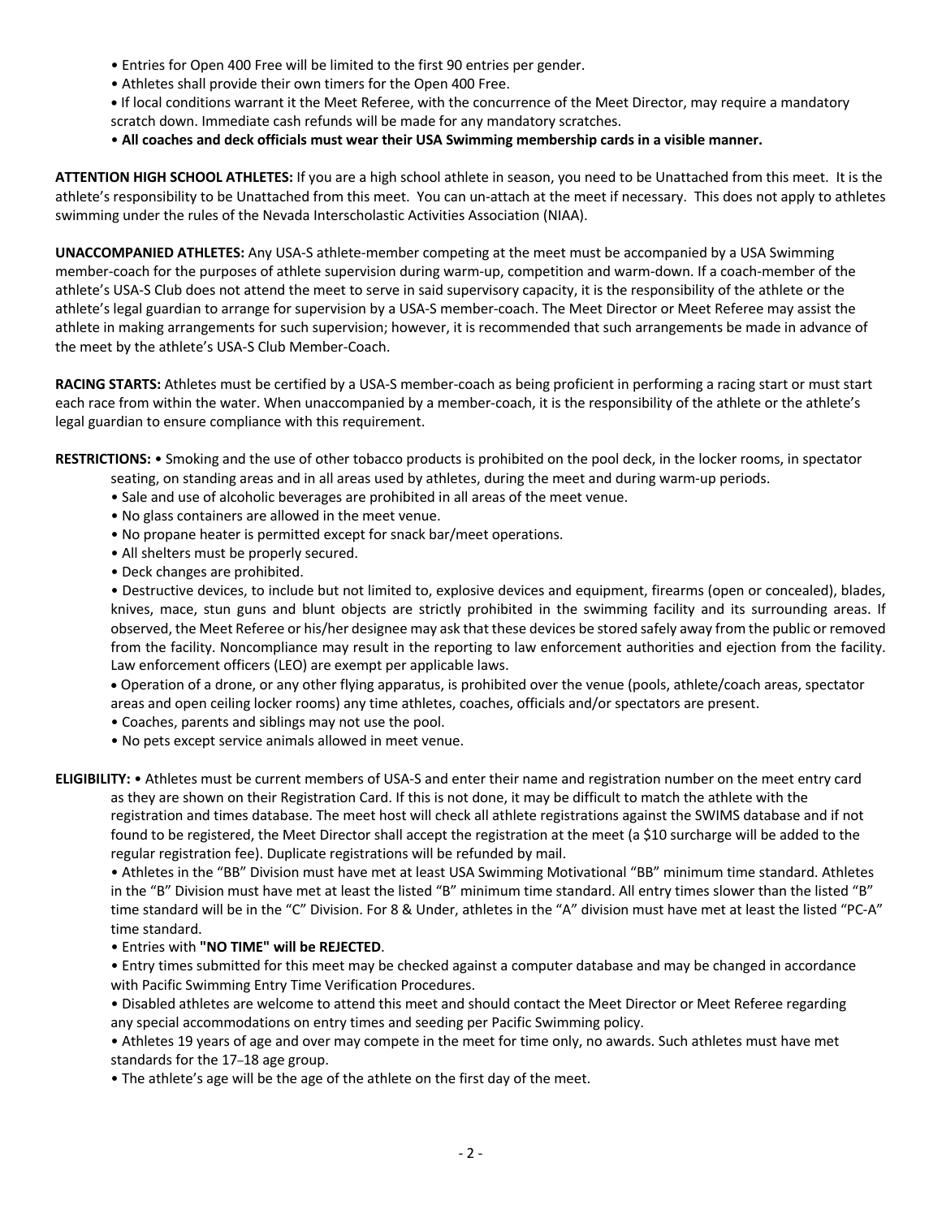- Entries for Open 400 Free will be limited to the first 90 entries per gender.
- Athletes shall provide their own timers for the Open 400 Free.
- If local conditions warrant it the Meet Referee, with the concurrence of the Meet Director, may require a mandatory scratch down. Immediate cash refunds will be made for any mandatory scratches.
- **All coaches and deck officials must wear their USA Swimming membership cards in a visible manner.**

**ATTENTION HIGH SCHOOL ATHLETES:** If you are a high school athlete in season, you need to be Unattached from this meet. It is the athlete's responsibility to be Unattached from this meet. You can un-attach at the meet if necessary. This does not apply to athletes swimming under the rules of the Nevada Interscholastic Activities Association (NIAA).

**UNACCOMPANIED ATHLETES:** Any USA-S athlete-member competing at the meet must be accompanied by a USA Swimming member-coach for the purposes of athlete supervision during warm-up, competition and warm-down. If a coach-member of the athlete's USA-S Club does not attend the meet to serve in said supervisory capacity, it is the responsibility of the athlete or the athlete's legal guardian to arrange for supervision by a USA-S member-coach. The Meet Director or Meet Referee may assist the athlete in making arrangements for such supervision; however, it is recommended that such arrangements be made in advance of the meet by the athlete's USA-S Club Member-Coach.

**RACING STARTS:** Athletes must be certified by a USA-S member-coach as being proficient in performing a racing start or must start each race from within the water. When unaccompanied by a member-coach, it is the responsibility of the athlete or the athlete's legal guardian to ensure compliance with this requirement.

**RESTRICTIONS:**
- Smoking and the use of other tobacco products is prohibited on the pool deck, in the locker rooms, in spectator seating, on standing areas and in all areas used by athletes, during the meet and during warm-up periods.
- Sale and use of alcoholic beverages are prohibited in all areas of the meet venue.
- No glass containers are allowed in the meet venue.
- No propane heater is permitted except for snack bar/meet operations.
- All shelters must be properly secured.
- Deck changes are prohibited.
- Destructive devices, to include but not limited to, explosive devices and equipment, firearms (open or concealed), blades, knives, mace, stun guns and blunt objects are strictly prohibited in the swimming facility and its surrounding areas. If observed, the Meet Referee or his/her designee may ask that these devices be stored safely away from the public or removed from the facility. Noncompliance may result in the reporting to law enforcement authorities and ejection from the facility. Law enforcement officers (LEO) are exempt per applicable laws.
- Operation of a drone, or any other flying apparatus, is prohibited over the venue (pools, athlete/coach areas, spectator areas and open ceiling locker rooms) any time athletes, coaches, officials and/or spectators are present.
- Coaches, parents and siblings may not use the pool.
- No pets except service animals allowed in meet venue.

**ELIGIBILITY:**
- Athletes must be current members of USA-S and enter their name and registration number on the meet entry card as they are shown on their Registration Card. If this is not done, it may be difficult to match the athlete with the registration and times database. The meet host will check all athlete registrations against the SWIMS database and if not found to be registered, the Meet Director shall accept the registration at the meet (a $10 surcharge will be added to the regular registration fee). Duplicate registrations will be refunded by mail.
- Athletes in the "BB" Division must have met at least USA Swimming Motivational "BB" minimum time standard. Athletes in the "B" Division must have met at least the listed "B" minimum time standard. All entry times slower than the listed "B" time standard will be in the "C" Division. For 8 & Under, athletes in the "A" division must have met at least the listed "PC-A" time standard.
- Entries with **"NO TIME" will be REJECTED**.
- Entry times submitted for this meet may be checked against a computer database and may be changed in accordance with Pacific Swimming Entry Time Verification Procedures.
- Disabled athletes are welcome to attend this meet and should contact the Meet Director or Meet Referee regarding any special accommodations on entry times and seeding per Pacific Swimming policy.
- Athletes 19 years of age and over may compete in the meet for time only, no awards. Such athletes must have met standards for the 17–18 age group.
- The athlete's age will be the age of the athlete on the first day of the meet.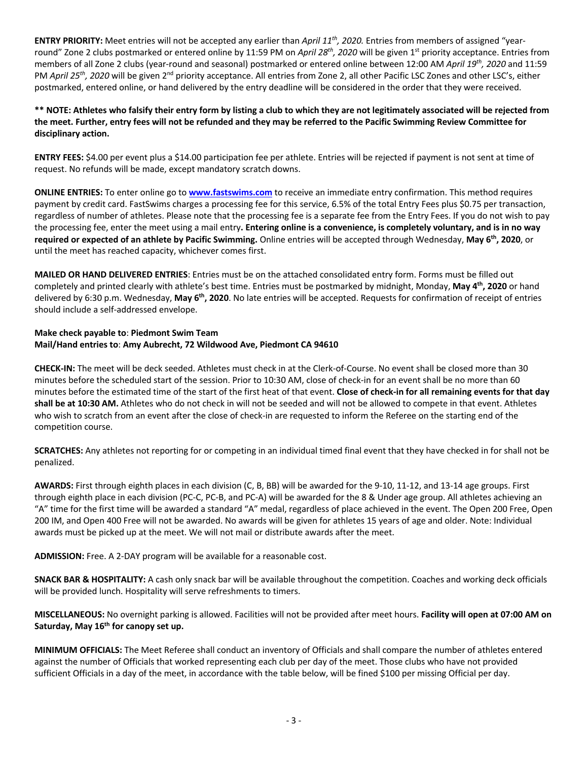**ENTRY PRIORITY:** Meet entries will not be accepted any earlier than *April 11th, 2020.* Entries from members of assigned "year-round" Zone 2 clubs postmarked or entered online by 11:59 PM on *April 28th, 2020* will be given 1st priority acceptance. Entries from members of all Zone 2 clubs (year-round and seasonal) postmarked or entered online between 12:00 AM *April 19th, 2020* and 11:59 PM *April 25th, 2020* will be given 2nd priority acceptance. All entries from Zone 2, all other Pacific LSC Zones and other LSC's, either postmarked, entered online, or hand delivered by the entry deadline will be considered in the order that they were received.

**** NOTE: Athletes who falsify their entry form by listing a club to which they are not legitimately associated will be rejected from the meet. Further, entry fees will not be refunded and they may be referred to the Pacific Swimming Review Committee for disciplinary action.**

**ENTRY FEES:** $4.00 per event plus a $14.00 participation fee per athlete. Entries will be rejected if payment is not sent at time of request. No refunds will be made, except mandatory scratch downs.

**ONLINE ENTRIES:** To enter online go to **www.fastswims.com** to receive an immediate entry confirmation. This method requires payment by credit card. FastSwims charges a processing fee for this service, 6.5% of the total Entry Fees plus $0.75 per transaction, regardless of number of athletes. Please note that the processing fee is a separate fee from the Entry Fees. If you do not wish to pay the processing fee, enter the meet using a mail entry**. Entering online is a convenience, is completely voluntary, and is in no way required or expected of an athlete by Pacific Swimming.** Online entries will be accepted through Wednesday, **May 6th, 2020**, or until the meet has reached capacity, whichever comes first.

**MAILED OR HAND DELIVERED ENTRIES**: Entries must be on the attached consolidated entry form. Forms must be filled out completely and printed clearly with athlete's best time. Entries must be postmarked by midnight, Monday, **May 4th, 2020** or hand delivered by 6:30 p.m. Wednesday, **May 6th, 2020**. No late entries will be accepted. Requests for confirmation of receipt of entries should include a self-addressed envelope.

**Make check payable to**: **Piedmont Swim Team**
**Mail/Hand entries to**: **Amy Aubrecht, 72 Wildwood Ave, Piedmont CA 94610**

**CHECK-IN:** The meet will be deck seeded. Athletes must check in at the Clerk-of-Course. No event shall be closed more than 30 minutes before the scheduled start of the session. Prior to 10:30 AM, close of check-in for an event shall be no more than 60 minutes before the estimated time of the start of the first heat of that event. **Close of check-in for all remaining events for that day shall be at 10:30 AM.** Athletes who do not check in will not be seeded and will not be allowed to compete in that event. Athletes who wish to scratch from an event after the close of check-in are requested to inform the Referee on the starting end of the competition course.

**SCRATCHES:** Any athletes not reporting for or competing in an individual timed final event that they have checked in for shall not be penalized.

**AWARDS:** First through eighth places in each division (C, B, BB) will be awarded for the 9-10, 11-12, and 13-14 age groups. First through eighth place in each division (PC-C, PC-B, and PC-A) will be awarded for the 8 & Under age group. All athletes achieving an "A" time for the first time will be awarded a standard "A" medal, regardless of place achieved in the event. The Open 200 Free, Open 200 IM, and Open 400 Free will not be awarded. No awards will be given for athletes 15 years of age and older. Note: Individual awards must be picked up at the meet. We will not mail or distribute awards after the meet.

**ADMISSION:** Free. A 2-DAY program will be available for a reasonable cost.

**SNACK BAR & HOSPITALITY:** A cash only snack bar will be available throughout the competition. Coaches and working deck officials will be provided lunch. Hospitality will serve refreshments to timers.

**MISCELLANEOUS:** No overnight parking is allowed. Facilities will not be provided after meet hours. **Facility will open at 07:00 AM on Saturday, May 16th for canopy set up.**

**MINIMUM OFFICIALS:** The Meet Referee shall conduct an inventory of Officials and shall compare the number of athletes entered against the number of Officials that worked representing each club per day of the meet. Those clubs who have not provided sufficient Officials in a day of the meet, in accordance with the table below, will be fined $100 per missing Official per day.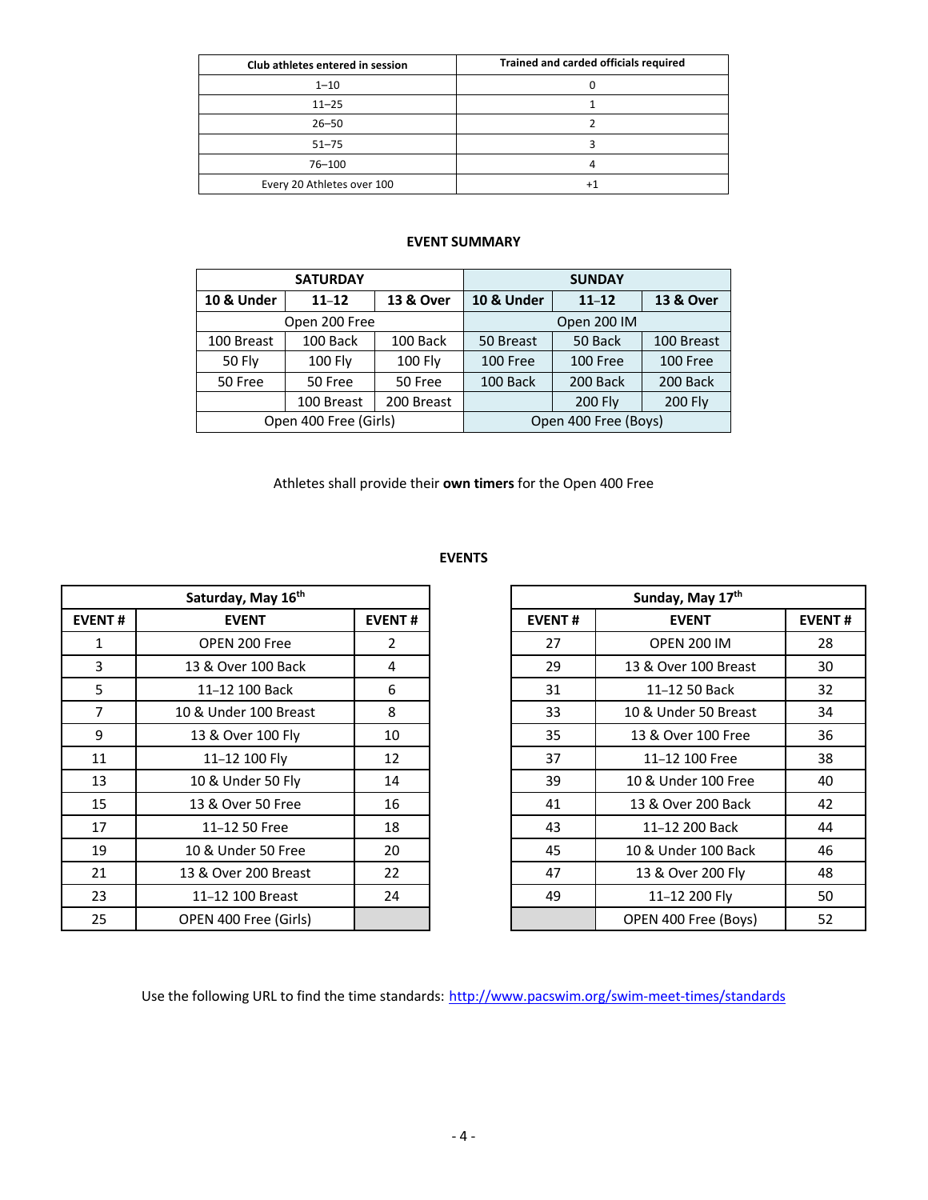| Club athletes entered in session | Trained and carded officials required |
|---|---|
| 1–10 | 0 |
| 11–25 | 1 |
| 26–50 | 2 |
| 51–75 | 3 |
| 76–100 | 4 |
| Every 20 Athletes over 100 | +1 |

### EVENT SUMMARY

| SATURDAY | | | SUNDAY | | |
|---|---|---|---|---|---|
| **10 & Under** | **11–12** | **13 & Over** | **10 & Under** | **11–12** | **13 & Over** |
| Open 200 Free | | | Open 200 IM | | |
| 100 Breast | 100 Back | 100 Back | 50 Breast | 50 Back | 100 Breast |
| 50 Fly | 100 Fly | 100 Fly | 100 Free | 100 Free | 100 Free |
| 50 Free | 50 Free | 50 Free | 100 Back | 200 Back | 200 Back |
| | 100 Breast | 200 Breast | | 200 Fly | 200 Fly |
| Open 400 Free (Girls) | | | Open 400 Free (Boys) | | |

Athletes shall provide their **own timers** for the Open 400 Free

### EVENTS

| Saturday, May 16th | | |
|---|---|---|
| **EVENT #** | **EVENT** | **EVENT #** |
| 1 | OPEN 200 Free | 2 |
| 3 | 13 & Over 100 Back | 4 |
| 5 | 11–12 100 Back | 6 |
| 7 | 10 & Under 100 Breast | 8 |
| 9 | 13 & Over 100 Fly | 10 |
| 11 | 11–12 100 Fly | 12 |
| 13 | 10 & Under 50 Fly | 14 |
| 15 | 13 & Over 50 Free | 16 |
| 17 | 11–12 50 Free | 18 |
| 19 | 10 & Under 50 Free | 20 |
| 21 | 13 & Over 200 Breast | 22 |
| 23 | 11–12 100 Breast | 24 |
| 25 | OPEN 400 Free (Girls) | |

| Sunday, May 17th | | |
|---|---|---|
| **EVENT #** | **EVENT** | **EVENT #** |
| 27 | OPEN 200 IM | 28 |
| 29 | 13 & Over 100 Breast | 30 |
| 31 | 11–12 50 Back | 32 |
| 33 | 10 & Under 50 Breast | 34 |
| 35 | 13 & Over 100 Free | 36 |
| 37 | 11–12 100 Free | 38 |
| 39 | 10 & Under 100 Free | 40 |
| 41 | 13 & Over 200 Back | 42 |
| 43 | 11–12 200 Back | 44 |
| 45 | 10 & Under 100 Back | 46 |
| 47 | 13 & Over 200 Fly | 48 |
| 49 | 11–12 200 Fly | 50 |
| | OPEN 400 Free (Boys) | 52 |

Use the following URL to find the time standards: http://www.pacswim.org/swim-meet-times/standards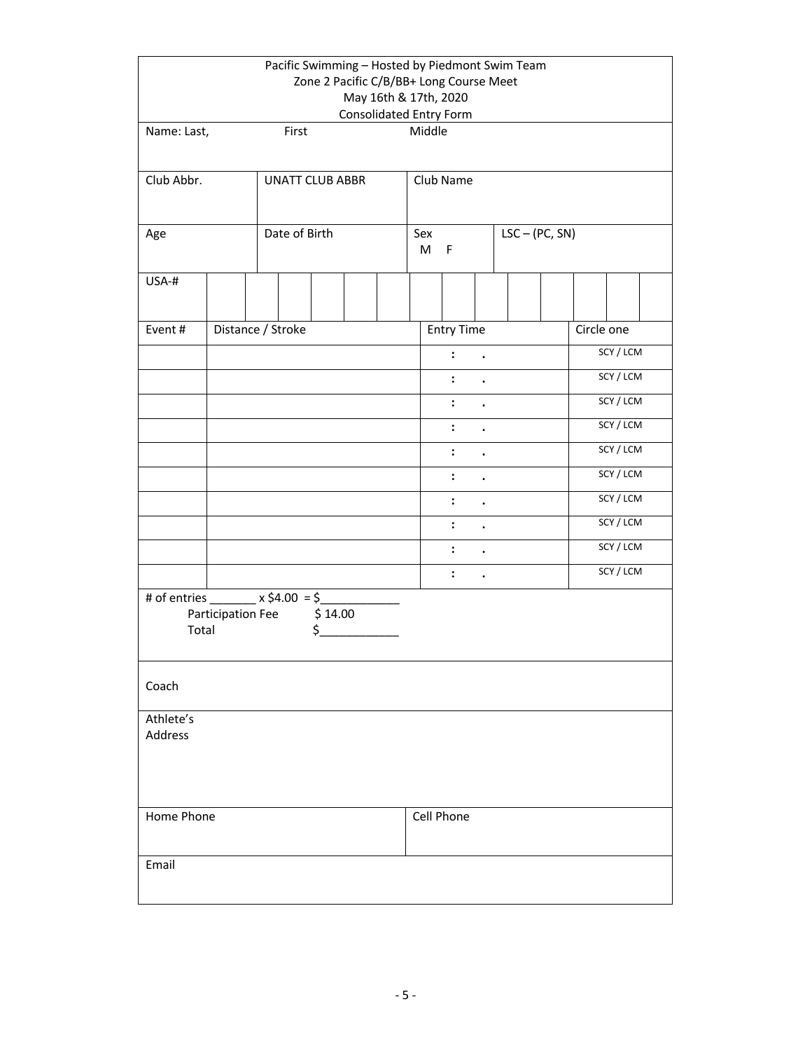Pacific Swimming – Hosted by Piedmont Swim Team
Zone 2 Pacific C/B/BB+ Long Course Meet
May 16th & 17th, 2020
Consolidated Entry Form

| Name: Last, | First | Middle |
|---|---|---|
| | | |

| Club Abbr. | UNATT CLUB ABBR | Club Name |
|---|---|---|
| | | |

| Age | Date of Birth | Sex M F | LSC – (PC, SN) |
|---|---|---|---|
| | | | |

| USA-# | | | | | | | | | | | | | | |
|---|---|---|---|---|---|---|---|---|---|---|---|---|---|---|
| | | | | | | | | | | | | | | |

| Event # | Distance / Stroke | Entry Time | Circle one |
|---|---|---|---|
| | | : . | SCY / LCM |
| | | : . | SCY / LCM |
| | | : . | SCY / LCM |
| | | : . | SCY / LCM |
| | | : . | SCY / LCM |
| | | : . | SCY / LCM |
| | | : . | SCY / LCM |
| | | : . | SCY / LCM |
| | | : . | SCY / LCM |
| | | : . | SCY / LCM |

# of entries _______ x $4.00 = $____________

Participation Fee $ 14.00

Total $____________

Coach

Athlete's Address

| Home Phone | Cell Phone |
|---|---|
| | |

Email